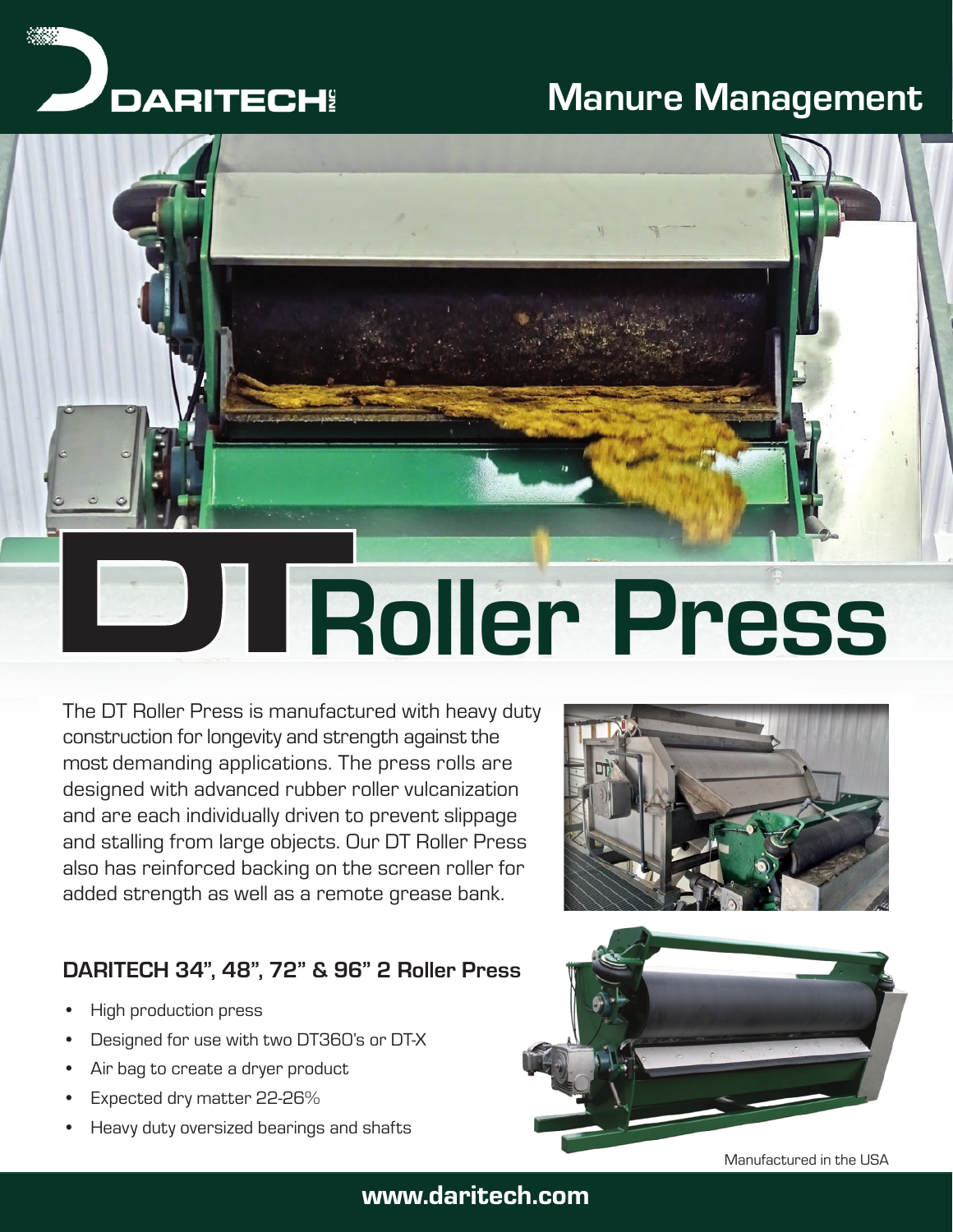DARITECH INC

# Manure Management

# DT Roller Press

The DT Roller Press is manufactured with heavy duty construction for longevity and strength against the most demanding applications. The press rolls are designed with advanced rubber roller vulcanization and are each individually driven to prevent slippage and stalling from large objects. Our DT Roller Press also has reinforced backing on the screen roller for added strength as well as a remote grease bank.

### DARITECH 34", 48", 72" & 96" 2 Roller Press

- High production press
- Designed for use with two DT360's or DT-X
- Air bag to create a dryer product
- Expected dry matter 22-26%
- Heavy duty oversized bearings and shafts

Manufactured in the USA

www.daritech.com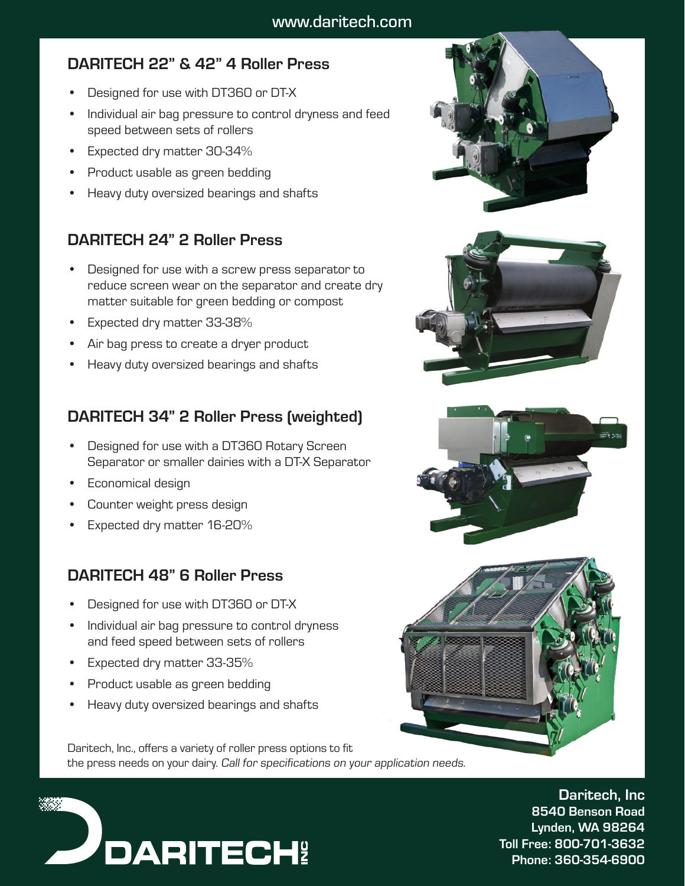www.daritech.com

## DARITECH 22" & 42" 4 Roller Press

- Designed for use with DT360 or DT-X
- Individual air bag pressure to control dryness and feed speed between sets of rollers
- Expected dry matter 30-34%
- Product usable as green bedding
- Heavy duty oversized bearings and shafts

## DARITECH 24" 2 Roller Press

- Designed for use with a screw press separator to reduce screen wear on the separator and create dry matter suitable for green bedding or compost
- Expected dry matter 33-38%
- Air bag press to create a dryer product
- Heavy duty oversized bearings and shafts

## DARITECH 34" 2 Roller Press (weighted)

- Designed for use with a DT360 Rotary Screen Separator or smaller dairies with a DT-X Separator
- Economical design
- Counter weight press design
- Expected dry matter 16-20%

## DARITECH 48" 6 Roller Press

- Designed for use with DT360 or DT-X
- Individual air bag pressure to control dryness and feed speed between sets of rollers
- Expected dry matter 33-35%
- Product usable as green bedding
- Heavy duty oversized bearings and shafts

Daritech, Inc., offers a variety of roller press options to fit the press needs on your dairy. *Call for specifications on your application needs.*

DARITECH INC

**Daritech, Inc**
**8540 Benson Road**
**Lynden, WA 98264**
**Toll Free: 800-701-3632**
**Phone: 360-354-6900**